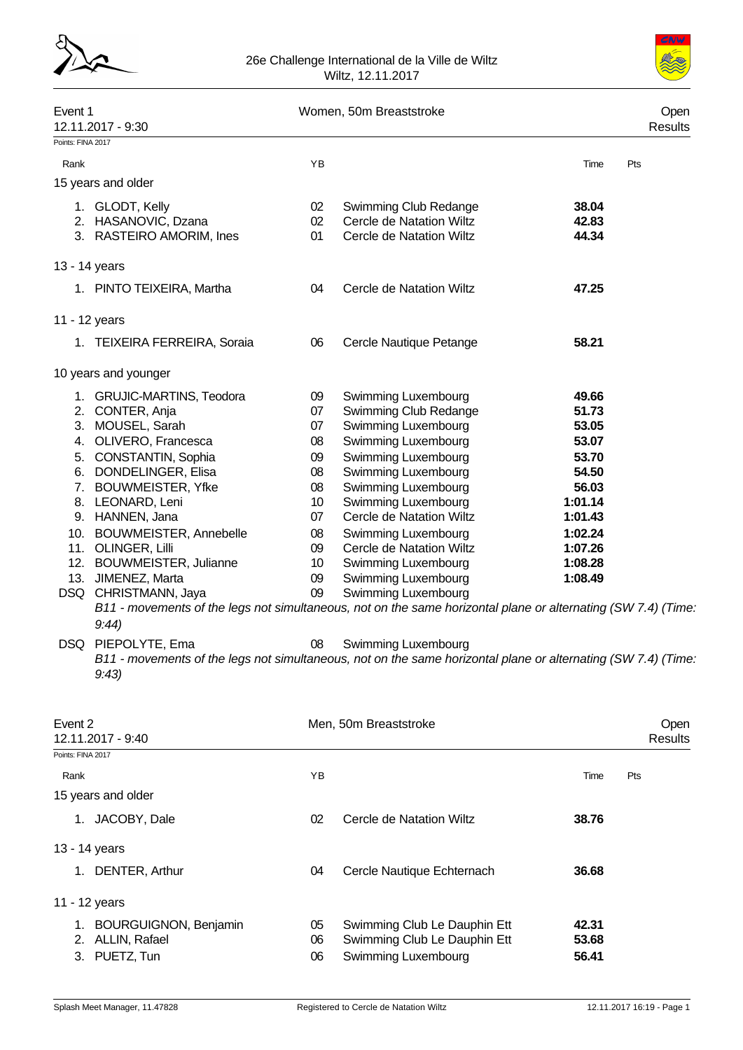# 26e Challenge International de la Ville de Wiltz
Wiltz, 12.11.2017

## Event 1 — Women, 50m Breaststroke — Open
12.11.2017 - 9:30 — Results

Points: FINA 2017

| Rank | | YB | | Time | Pts |
|---|---|---|---|---|---|
| **15 years and older** | | | | | |
| 1. | GLODT, Kelly | 02 | Swimming Club Redange | **38.04** | |
| 2. | HASANOVIC, Dzana | 02 | Cercle de Natation Wiltz | **42.83** | |
| 3. | RASTEIRO AMORIM, Ines | 01 | Cercle de Natation Wiltz | **44.34** | |
| **13 - 14 years** | | | | | |
| 1. | PINTO TEIXEIRA, Martha | 04 | Cercle de Natation Wiltz | **47.25** | |
| **11 - 12 years** | | | | | |
| 1. | TEIXEIRA FERREIRA, Soraia | 06 | Cercle Nautique Petange | **58.21** | |
| **10 years and younger** | | | | | |
| 1. | GRUJIC-MARTINS, Teodora | 09 | Swimming Luxembourg | **49.66** | |
| 2. | CONTER, Anja | 07 | Swimming Club Redange | **51.73** | |
| 3. | MOUSEL, Sarah | 07 | Swimming Luxembourg | **53.05** | |
| 4. | OLIVERO, Francesca | 08 | Swimming Luxembourg | **53.07** | |
| 5. | CONSTANTIN, Sophia | 09 | Swimming Luxembourg | **53.70** | |
| 6. | DONDELINGER, Elisa | 08 | Swimming Luxembourg | **54.50** | |
| 7. | BOUWMEISTER, Yfke | 08 | Swimming Luxembourg | **56.03** | |
| 8. | LEONARD, Leni | 10 | Swimming Luxembourg | **1:01.14** | |
| 9. | HANNEN, Jana | 07 | Cercle de Natation Wiltz | **1:01.43** | |
| 10. | BOUWMEISTER, Annebelle | 08 | Swimming Luxembourg | **1:02.24** | |
| 11. | OLINGER, Lilli | 09 | Cercle de Natation Wiltz | **1:07.26** | |
| 12. | BOUWMEISTER, Julianne | 10 | Swimming Luxembourg | **1:08.28** | |
| 13. | JIMENEZ, Marta | 09 | Swimming Luxembourg | **1:08.49** | |
| DSQ | CHRISTMANN, Jaya | 09 | Swimming Luxembourg | | |
| | *B11 - movements of the legs not simultaneous, not on the same horizontal plane or alternating (SW 7.4) (Time: 9:44)* | | | | |
| DSQ | PIEPOLYTE, Ema | 08 | Swimming Luxembourg | | |
| | *B11 - movements of the legs not simultaneous, not on the same horizontal plane or alternating (SW 7.4) (Time: 9:43)* | | | | |

## Event 2 — Men, 50m Breaststroke — Open
12.11.2017 - 9:40 — Results

Points: FINA 2017

| Rank | | YB | | Time | Pts |
|---|---|---|---|---|---|
| **15 years and older** | | | | | |
| 1. | JACOBY, Dale | 02 | Cercle de Natation Wiltz | **38.76** | |
| **13 - 14 years** | | | | | |
| 1. | DENTER, Arthur | 04 | Cercle Nautique Echternach | **36.68** | |
| **11 - 12 years** | | | | | |
| 1. | BOURGUIGNON, Benjamin | 05 | Swimming Club Le Dauphin Ett | **42.31** | |
| 2. | ALLIN, Rafael | 06 | Swimming Club Le Dauphin Ett | **53.68** | |
| 3. | PUETZ, Tun | 06 | Swimming Luxembourg | **56.41** | |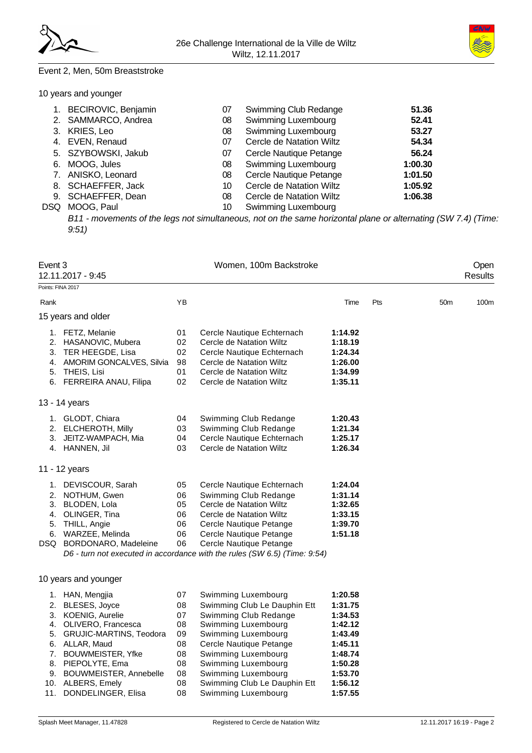Event 2, Men, 50m Breaststroke

10 years and younger

| Rank | Name | YB | Club | Time |
|---|---|---|---|---|
| 1. | BECIROVIC, Benjamin | 07 | Swimming Club Redange | **51.36** |
| 2. | SAMMARCO, Andrea | 08 | Swimming Luxembourg | **52.41** |
| 3. | KRIES, Leo | 08 | Swimming Luxembourg | **53.27** |
| 4. | EVEN, Renaud | 07 | Cercle de Natation Wiltz | **54.34** |
| 5. | SZYBOWSKI, Jakub | 07 | Cercle Nautique Petange | **56.24** |
| 6. | MOOG, Jules | 08 | Swimming Luxembourg | **1:00.30** |
| 7. | ANISKO, Leonard | 08 | Cercle Nautique Petange | **1:01.50** |
| 8. | SCHAEFFER, Jack | 10 | Cercle de Natation Wiltz | **1:05.92** |
| 9. | SCHAEFFER, Dean | 08 | Cercle de Natation Wiltz | **1:06.38** |
| DSQ | MOOG, Paul | 10 | Swimming Luxembourg | |

*B11 - movements of the legs not simultaneous, not on the same horizontal plane or alternating (SW 7.4) (Time: 9:51)*

## Event 3 — Women, 100m Backstroke — Open Results

12.11.2017 - 9:45

Points: FINA 2017

15 years and older

| Rank | Name | YB | Club | Time | Pts | 50m | 100m |
|---|---|---|---|---|---|---|---|
| 1. | FETZ, Melanie | 01 | Cercle Nautique Echternach | **1:14.92** | | | |
| 2. | HASANOVIC, Mubera | 02 | Cercle de Natation Wiltz | **1:18.19** | | | |
| 3. | TER HEEGDE, Lisa | 02 | Cercle Nautique Echternach | **1:24.34** | | | |
| 4. | AMORIM GONCALVES, Silvia | 98 | Cercle de Natation Wiltz | **1:26.00** | | | |
| 5. | THEIS, Lisi | 01 | Cercle de Natation Wiltz | **1:34.99** | | | |
| 6. | FERREIRA ANAU, Filipa | 02 | Cercle de Natation Wiltz | **1:35.11** | | | |

13 - 14 years

| Rank | Name | YB | Club | Time |
|---|---|---|---|---|
| 1. | GLODT, Chiara | 04 | Swimming Club Redange | **1:20.43** |
| 2. | ELCHEROTH, Milly | 03 | Swimming Club Redange | **1:21.34** |
| 3. | JEITZ-WAMPACH, Mia | 04 | Cercle Nautique Echternach | **1:25.17** |
| 4. | HANNEN, Jil | 03 | Cercle de Natation Wiltz | **1:26.34** |

11 - 12 years

| Rank | Name | YB | Club | Time |
|---|---|---|---|---|
| 1. | DEVISCOUR, Sarah | 05 | Cercle Nautique Echternach | **1:24.04** |
| 2. | NOTHUM, Gwen | 06 | Swimming Club Redange | **1:31.14** |
| 3. | BLODEN, Lola | 05 | Cercle de Natation Wiltz | **1:32.65** |
| 4. | OLINGER, Tina | 06 | Cercle de Natation Wiltz | **1:33.15** |
| 5. | THILL, Angie | 06 | Cercle Nautique Petange | **1:39.70** |
| 6. | WARZEE, Melinda | 06 | Cercle Nautique Petange | **1:51.18** |
| DSQ | BORDONARO, Madeleine | 06 | Cercle Nautique Petange | |

*D6 - turn not executed in accordance with the rules (SW 6.5) (Time: 9:54)*

10 years and younger

| Rank | Name | YB | Club | Time |
|---|---|---|---|---|
| 1. | HAN, Mengjia | 07 | Swimming Luxembourg | **1:20.58** |
| 2. | BLESES, Joyce | 08 | Swimming Club Le Dauphin Ett | **1:31.75** |
| 3. | KOENIG, Aurelie | 07 | Swimming Club Redange | **1:34.53** |
| 4. | OLIVERO, Francesca | 08 | Swimming Luxembourg | **1:42.12** |
| 5. | GRUJIC-MARTINS, Teodora | 09 | Swimming Luxembourg | **1:43.49** |
| 6. | ALLAR, Maud | 08 | Cercle Nautique Petange | **1:45.11** |
| 7. | BOUWMEISTER, Yfke | 08 | Swimming Luxembourg | **1:48.74** |
| 8. | PIEPOLYTE, Ema | 08 | Swimming Luxembourg | **1:50.28** |
| 9. | BOUWMEISTER, Annebelle | 08 | Swimming Luxembourg | **1:53.70** |
| 10. | ALBERS, Emely | 08 | Swimming Club Le Dauphin Ett | **1:56.12** |
| 11. | DONDELINGER, Elisa | 08 | Swimming Luxembourg | **1:57.55** |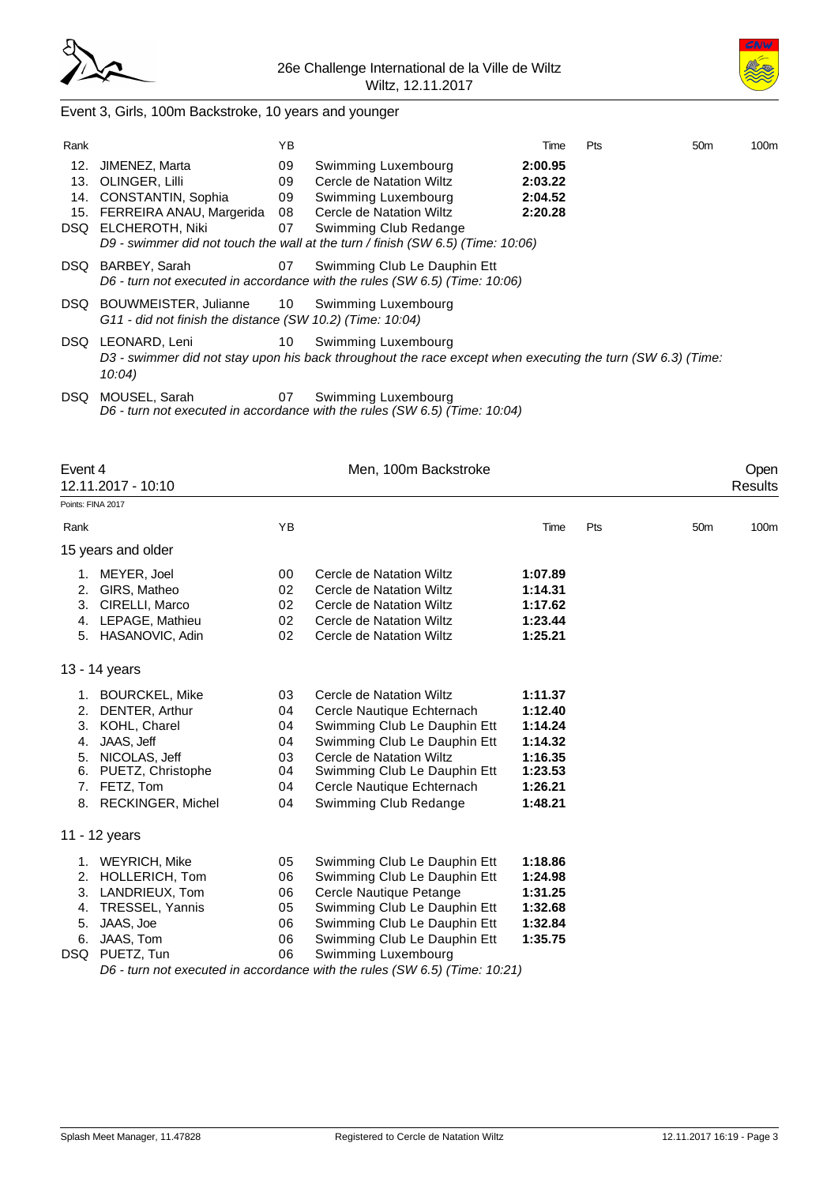Event 3, Girls, 100m Backstroke, 10 years and younger

| Rank | | YB | | Time | Pts | 50m | 100m |
|---|---|---|---|---|---|---|---|
| 12. | JIMENEZ, Marta | 09 | Swimming Luxembourg | **2:00.95** | | | |
| 13. | OLINGER, Lilli | 09 | Cercle de Natation Wiltz | **2:03.22** | | | |
| 14. | CONSTANTIN, Sophia | 09 | Swimming Luxembourg | **2:04.52** | | | |
| 15. | FERREIRA ANAU, Margerida | 08 | Cercle de Natation Wiltz | **2:20.28** | | | |
| DSQ | ELCHEROTH, Niki | 07 | Swimming Club Redange | | | | |
| | *D9 - swimmer did not touch the wall at the turn / finish (SW 6.5) (Time: 10:06)* | | | | | | |
| DSQ | BARBEY, Sarah | 07 | Swimming Club Le Dauphin Ett | | | | |
| | *D6 - turn not executed in accordance with the rules (SW 6.5) (Time: 10:06)* | | | | | | |
| DSQ | BOUWMEISTER, Julianne | 10 | Swimming Luxembourg | | | | |
| | *G11 - did not finish the distance (SW 10.2) (Time: 10:04)* | | | | | | |
| DSQ | LEONARD, Leni | 10 | Swimming Luxembourg | | | | |
| | *D3 - swimmer did not stay upon his back throughout the race except when executing the turn (SW 6.3) (Time: 10:04)* | | | | | | |
| DSQ | MOUSEL, Sarah | 07 | Swimming Luxembourg | | | | |
| | *D6 - turn not executed in accordance with the rules (SW 6.5) (Time: 10:04)* | | | | | | |

## Event 4 — Men, 100m Backstroke — Open

12.11.2017 - 10:10 — Results

Points: FINA 2017

| Rank | | YB | | Time | Pts | 50m | 100m |
|---|---|---|---|---|---|---|---|
| **15 years and older** | | | | | | | |
| 1. | MEYER, Joel | 00 | Cercle de Natation Wiltz | **1:07.89** | | | |
| 2. | GIRS, Matheo | 02 | Cercle de Natation Wiltz | **1:14.31** | | | |
| 3. | CIRELLI, Marco | 02 | Cercle de Natation Wiltz | **1:17.62** | | | |
| 4. | LEPAGE, Mathieu | 02 | Cercle de Natation Wiltz | **1:23.44** | | | |
| 5. | HASANOVIC, Adin | 02 | Cercle de Natation Wiltz | **1:25.21** | | | |
| **13 - 14 years** | | | | | | | |
| 1. | BOURCKEL, Mike | 03 | Cercle de Natation Wiltz | **1:11.37** | | | |
| 2. | DENTER, Arthur | 04 | Cercle Nautique Echternach | **1:12.40** | | | |
| 3. | KOHL, Charel | 04 | Swimming Club Le Dauphin Ett | **1:14.24** | | | |
| 4. | JAAS, Jeff | 04 | Swimming Club Le Dauphin Ett | **1:14.32** | | | |
| 5. | NICOLAS, Jeff | 03 | Cercle de Natation Wiltz | **1:16.35** | | | |
| 6. | PUETZ, Christophe | 04 | Swimming Club Le Dauphin Ett | **1:23.53** | | | |
| 7. | FETZ, Tom | 04 | Cercle Nautique Echternach | **1:26.21** | | | |
| 8. | RECKINGER, Michel | 04 | Swimming Club Redange | **1:48.21** | | | |
| **11 - 12 years** | | | | | | | |
| 1. | WEYRICH, Mike | 05 | Swimming Club Le Dauphin Ett | **1:18.86** | | | |
| 2. | HOLLERICH, Tom | 06 | Swimming Club Le Dauphin Ett | **1:24.98** | | | |
| 3. | LANDRIEUX, Tom | 06 | Cercle Nautique Petange | **1:31.25** | | | |
| 4. | TRESSEL, Yannis | 05 | Swimming Club Le Dauphin Ett | **1:32.68** | | | |
| 5. | JAAS, Joe | 06 | Swimming Club Le Dauphin Ett | **1:32.84** | | | |
| 6. | JAAS, Tom | 06 | Swimming Club Le Dauphin Ett | **1:35.75** | | | |
| DSQ | PUETZ, Tun | 06 | Swimming Luxembourg | | | | |
| | *D6 - turn not executed in accordance with the rules (SW 6.5) (Time: 10:21)* | | | | | | |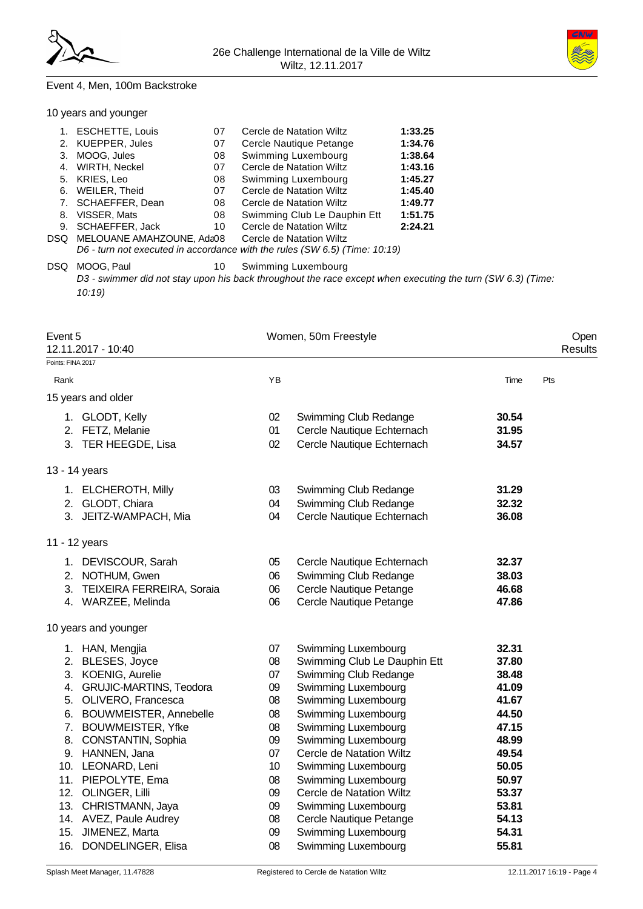## Event 4, Men, 100m Backstroke

### 10 years and younger

| Rank | Name | YB | Club | Time |
|---|---|---|---|---|
| 1. | ESCHETTE, Louis | 07 | Cercle de Natation Wiltz | **1:33.25** |
| 2. | KUEPPER, Jules | 07 | Cercle Nautique Petange | **1:34.76** |
| 3. | MOOG, Jules | 08 | Swimming Luxembourg | **1:38.64** |
| 4. | WIRTH, Neckel | 07 | Cercle de Natation Wiltz | **1:43.16** |
| 5. | KRIES, Leo | 08 | Swimming Luxembourg | **1:45.27** |
| 6. | WEILER, Theid | 07 | Cercle de Natation Wiltz | **1:45.40** |
| 7. | SCHAEFFER, Dean | 08 | Cercle de Natation Wiltz | **1:49.77** |
| 8. | VISSER, Mats | 08 | Swimming Club Le Dauphin Ett | **1:51.75** |
| 9. | SCHAEFFER, Jack | 10 | Cercle de Natation Wiltz | **2:24.21** |
| DSQ | MELOUANE AMAHZOUNE, Ada | 08 | Cercle de Natation Wiltz | |

*D6 - turn not executed in accordance with the rules (SW 6.5) (Time: 10:19)*

| Rank | Name | YB | Club | Time |
|---|---|---|---|---|
| DSQ | MOOG, Paul | 10 | Swimming Luxembourg | |

*D3 - swimmer did not stay upon his back throughout the race except when executing the turn (SW 6.3) (Time: 10:19)*

## Event 5 — Women, 50m Freestyle — Open Results

12.11.2017 - 10:40

Points: FINA 2017

### 15 years and older

| Rank | Name | YB | Club | Time | Pts |
|---|---|---|---|---|---|
| 1. | GLODT, Kelly | 02 | Swimming Club Redange | **30.54** | |
| 2. | FETZ, Melanie | 01 | Cercle Nautique Echternach | **31.95** | |
| 3. | TER HEEGDE, Lisa | 02 | Cercle Nautique Echternach | **34.57** | |

### 13 - 14 years

| Rank | Name | YB | Club | Time | Pts |
|---|---|---|---|---|---|
| 1. | ELCHEROTH, Milly | 03 | Swimming Club Redange | **31.29** | |
| 2. | GLODT, Chiara | 04 | Swimming Club Redange | **32.32** | |
| 3. | JEITZ-WAMPACH, Mia | 04 | Cercle Nautique Echternach | **36.08** | |

### 11 - 12 years

| Rank | Name | YB | Club | Time | Pts |
|---|---|---|---|---|---|
| 1. | DEVISCOUR, Sarah | 05 | Cercle Nautique Echternach | **32.37** | |
| 2. | NOTHUM, Gwen | 06 | Swimming Club Redange | **38.03** | |
| 3. | TEIXEIRA FERREIRA, Soraia | 06 | Cercle Nautique Petange | **46.68** | |
| 4. | WARZEE, Melinda | 06 | Cercle Nautique Petange | **47.86** | |

### 10 years and younger

| Rank | Name | YB | Club | Time | Pts |
|---|---|---|---|---|---|
| 1. | HAN, Mengjia | 07 | Swimming Luxembourg | **32.31** | |
| 2. | BLESES, Joyce | 08 | Swimming Club Le Dauphin Ett | **37.80** | |
| 3. | KOENIG, Aurelie | 07 | Swimming Club Redange | **38.48** | |
| 4. | GRUJIC-MARTINS, Teodora | 09 | Swimming Luxembourg | **41.09** | |
| 5. | OLIVERO, Francesca | 08 | Swimming Luxembourg | **41.67** | |
| 6. | BOUWMEISTER, Annebelle | 08 | Swimming Luxembourg | **44.50** | |
| 7. | BOUWMEISTER, Yfke | 08 | Swimming Luxembourg | **47.15** | |
| 8. | CONSTANTIN, Sophia | 09 | Swimming Luxembourg | **48.99** | |
| 9. | HANNEN, Jana | 07 | Cercle de Natation Wiltz | **49.54** | |
| 10. | LEONARD, Leni | 10 | Swimming Luxembourg | **50.05** | |
| 11. | PIEPOLYTE, Ema | 08 | Swimming Luxembourg | **50.97** | |
| 12. | OLINGER, Lilli | 09 | Cercle de Natation Wiltz | **53.37** | |
| 13. | CHRISTMANN, Jaya | 09 | Swimming Luxembourg | **53.81** | |
| 14. | AVEZ, Paule Audrey | 08 | Cercle Nautique Petange | **54.13** | |
| 15. | JIMENEZ, Marta | 09 | Swimming Luxembourg | **54.31** | |
| 16. | DONDELINGER, Elisa | 08 | Swimming Luxembourg | **55.81** | |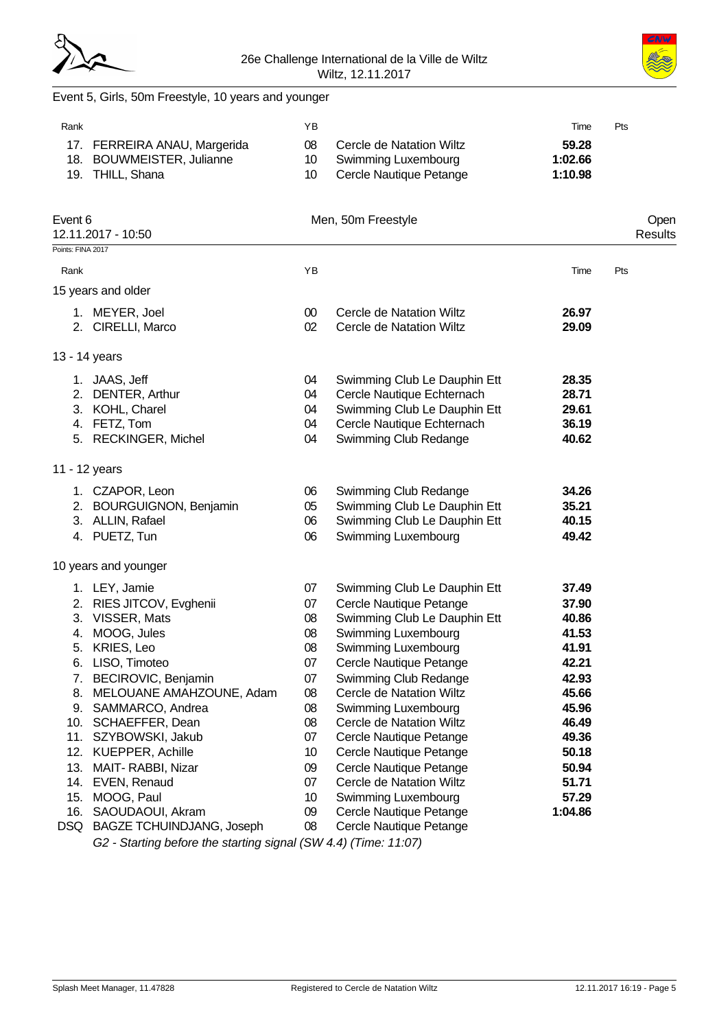Event 5, Girls, 50m Freestyle, 10 years and younger

| Rank | | YB | | Time | Pts |
|---|---|---|---|---|---|
| 17. | FERREIRA ANAU, Margerida | 08 | Cercle de Natation Wiltz | **59.28** | |
| 18. | BOUWMEISTER, Julianne | 10 | Swimming Luxembourg | **1:02.66** | |
| 19. | THILL, Shana | 10 | Cercle Nautique Petange | **1:10.98** | |

## Event 6 — Men, 50m Freestyle — Open

12.11.2017 - 10:50 — Results

Points: FINA 2017

| Rank | | YB | | Time | Pts |
|---|---|---|---|---|---|
| **15 years and older** | | | | | |
| 1. | MEYER, Joel | 00 | Cercle de Natation Wiltz | **26.97** | |
| 2. | CIRELLI, Marco | 02 | Cercle de Natation Wiltz | **29.09** | |
| **13 - 14 years** | | | | | |
| 1. | JAAS, Jeff | 04 | Swimming Club Le Dauphin Ett | **28.35** | |
| 2. | DENTER, Arthur | 04 | Cercle Nautique Echternach | **28.71** | |
| 3. | KOHL, Charel | 04 | Swimming Club Le Dauphin Ett | **29.61** | |
| 4. | FETZ, Tom | 04 | Cercle Nautique Echternach | **36.19** | |
| 5. | RECKINGER, Michel | 04 | Swimming Club Redange | **40.62** | |
| **11 - 12 years** | | | | | |
| 1. | CZAPOR, Leon | 06 | Swimming Club Redange | **34.26** | |
| 2. | BOURGUIGNON, Benjamin | 05 | Swimming Club Le Dauphin Ett | **35.21** | |
| 3. | ALLIN, Rafael | 06 | Swimming Club Le Dauphin Ett | **40.15** | |
| 4. | PUETZ, Tun | 06 | Swimming Luxembourg | **49.42** | |
| **10 years and younger** | | | | | |
| 1. | LEY, Jamie | 07 | Swimming Club Le Dauphin Ett | **37.49** | |
| 2. | RIES JITCOV, Evghenii | 07 | Cercle Nautique Petange | **37.90** | |
| 3. | VISSER, Mats | 08 | Swimming Club Le Dauphin Ett | **40.86** | |
| 4. | MOOG, Jules | 08 | Swimming Luxembourg | **41.53** | |
| 5. | KRIES, Leo | 08 | Swimming Luxembourg | **41.91** | |
| 6. | LISO, Timoteo | 07 | Cercle Nautique Petange | **42.21** | |
| 7. | BECIROVIC, Benjamin | 07 | Swimming Club Redange | **42.93** | |
| 8. | MELOUANE AMAHZOUNE, Adam | 08 | Cercle de Natation Wiltz | **45.66** | |
| 9. | SAMMARCO, Andrea | 08 | Swimming Luxembourg | **45.96** | |
| 10. | SCHAEFFER, Dean | 08 | Cercle de Natation Wiltz | **46.49** | |
| 11. | SZYBOWSKI, Jakub | 07 | Cercle Nautique Petange | **49.36** | |
| 12. | KUEPPER, Achille | 10 | Cercle Nautique Petange | **50.18** | |
| 13. | MAIT- RABBI, Nizar | 09 | Cercle Nautique Petange | **50.94** | |
| 14. | EVEN, Renaud | 07 | Cercle de Natation Wiltz | **51.71** | |
| 15. | MOOG, Paul | 10 | Swimming Luxembourg | **57.29** | |
| 16. | SAOUDAOUI, Akram | 09 | Cercle Nautique Petange | **1:04.86** | |
| DSQ | BAGZE TCHUINDJANG, Joseph | 08 | Cercle Nautique Petange | | |

*G2 - Starting before the starting signal (SW 4.4) (Time: 11:07)*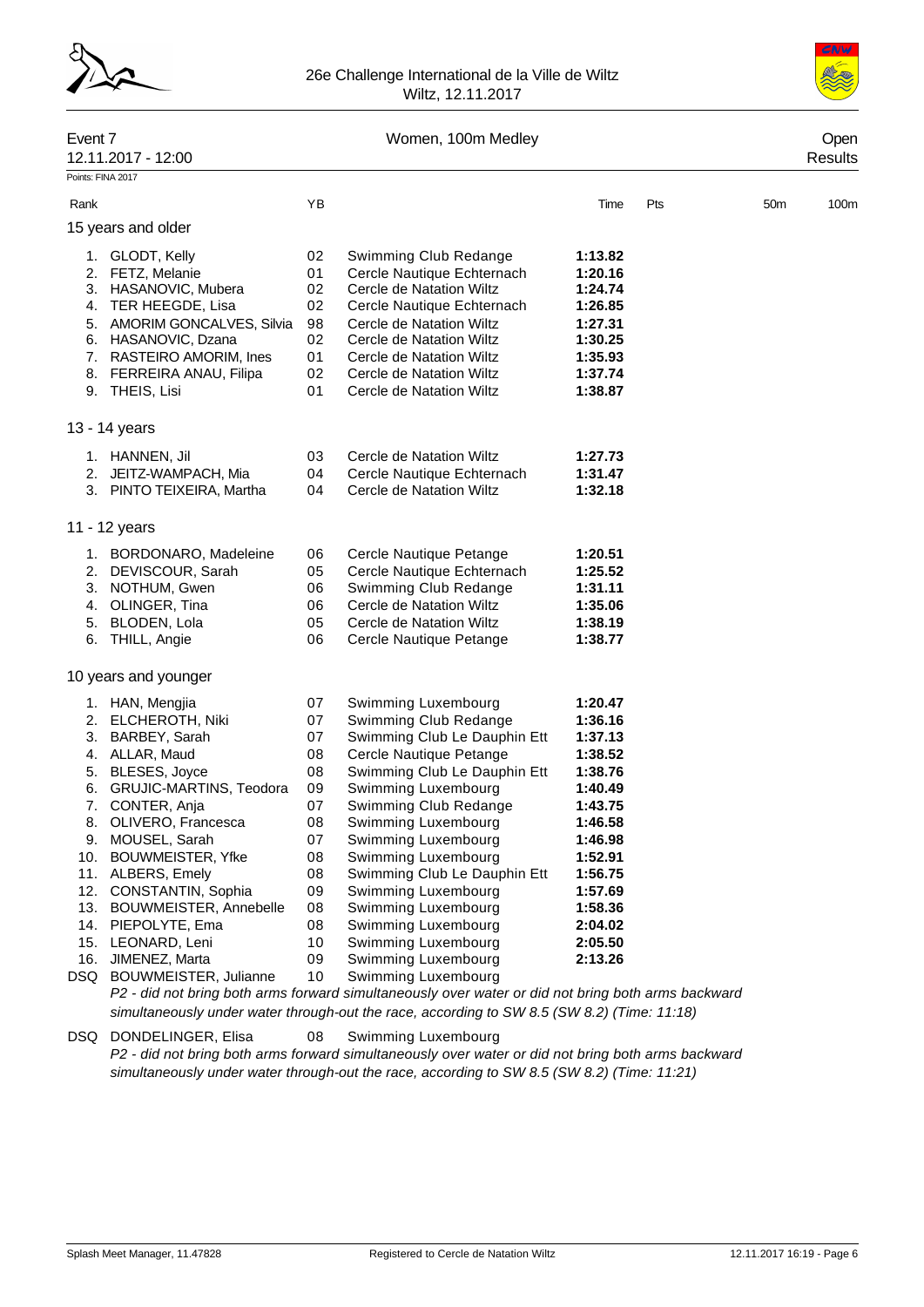26e Challenge International de la Ville de Wiltz
Wiltz, 12.11.2017

## Event 7 — Women, 100m Medley — Open

12.11.2017 - 12:00 — Results

Points: FINA 2017

| Rank | | YB | | Time | Pts | 50m | 100m |
|---|---|---|---|---|---|---|---|
| **15 years and older** | | | | | | | |
| 1. | GLODT, Kelly | 02 | Swimming Club Redange | **1:13.82** | | | |
| 2. | FETZ, Melanie | 01 | Cercle Nautique Echternach | **1:20.16** | | | |
| 3. | HASANOVIC, Mubera | 02 | Cercle de Natation Wiltz | **1:24.74** | | | |
| 4. | TER HEEGDE, Lisa | 02 | Cercle Nautique Echternach | **1:26.85** | | | |
| 5. | AMORIM GONCALVES, Silvia | 98 | Cercle de Natation Wiltz | **1:27.31** | | | |
| 6. | HASANOVIC, Dzana | 02 | Cercle de Natation Wiltz | **1:30.25** | | | |
| 7. | RASTEIRO AMORIM, Ines | 01 | Cercle de Natation Wiltz | **1:35.93** | | | |
| 8. | FERREIRA ANAU, Filipa | 02 | Cercle de Natation Wiltz | **1:37.74** | | | |
| 9. | THEIS, Lisi | 01 | Cercle de Natation Wiltz | **1:38.87** | | | |
| **13 - 14 years** | | | | | | | |
| 1. | HANNEN, Jil | 03 | Cercle de Natation Wiltz | **1:27.73** | | | |
| 2. | JEITZ-WAMPACH, Mia | 04 | Cercle Nautique Echternach | **1:31.47** | | | |
| 3. | PINTO TEIXEIRA, Martha | 04 | Cercle de Natation Wiltz | **1:32.18** | | | |
| **11 - 12 years** | | | | | | | |
| 1. | BORDONARO, Madeleine | 06 | Cercle Nautique Petange | **1:20.51** | | | |
| 2. | DEVISCOUR, Sarah | 05 | Cercle Nautique Echternach | **1:25.52** | | | |
| 3. | NOTHUM, Gwen | 06 | Swimming Club Redange | **1:31.11** | | | |
| 4. | OLINGER, Tina | 06 | Cercle de Natation Wiltz | **1:35.06** | | | |
| 5. | BLODEN, Lola | 05 | Cercle de Natation Wiltz | **1:38.19** | | | |
| 6. | THILL, Angie | 06 | Cercle Nautique Petange | **1:38.77** | | | |
| **10 years and younger** | | | | | | | |
| 1. | HAN, Mengjia | 07 | Swimming Luxembourg | **1:20.47** | | | |
| 2. | ELCHEROTH, Niki | 07 | Swimming Club Redange | **1:36.16** | | | |
| 3. | BARBEY, Sarah | 07 | Swimming Club Le Dauphin Ett | **1:37.13** | | | |
| 4. | ALLAR, Maud | 08 | Cercle Nautique Petange | **1:38.52** | | | |
| 5. | BLESES, Joyce | 08 | Swimming Club Le Dauphin Ett | **1:38.76** | | | |
| 6. | GRUJIC-MARTINS, Teodora | 09 | Swimming Luxembourg | **1:40.49** | | | |
| 7. | CONTER, Anja | 07 | Swimming Club Redange | **1:43.75** | | | |
| 8. | OLIVERO, Francesca | 08 | Swimming Luxembourg | **1:46.58** | | | |
| 9. | MOUSEL, Sarah | 07 | Swimming Luxembourg | **1:46.98** | | | |
| 10. | BOUWMEISTER, Yfke | 08 | Swimming Luxembourg | **1:52.91** | | | |
| 11. | ALBERS, Emely | 08 | Swimming Club Le Dauphin Ett | **1:56.75** | | | |
| 12. | CONSTANTIN, Sophia | 09 | Swimming Luxembourg | **1:57.69** | | | |
| 13. | BOUWMEISTER, Annebelle | 08 | Swimming Luxembourg | **1:58.36** | | | |
| 14. | PIEPOLYTE, Ema | 08 | Swimming Luxembourg | **2:04.02** | | | |
| 15. | LEONARD, Leni | 10 | Swimming Luxembourg | **2:05.50** | | | |
| 16. | JIMENEZ, Marta | 09 | Swimming Luxembourg | **2:13.26** | | | |
| DSQ | BOUWMEISTER, Julianne | 10 | Swimming Luxembourg | | | | |
| | *P2 - did not bring both arms forward simultaneously over water or did not bring both arms backward simultaneously under water through-out the race, according to SW 8.5 (SW 8.2) (Time: 11:18)* | | | | | | |
| DSQ | DONDELINGER, Elisa | 08 | Swimming Luxembourg | | | | |
| | *P2 - did not bring both arms forward simultaneously over water or did not bring both arms backward simultaneously under water through-out the race, according to SW 8.5 (SW 8.2) (Time: 11:21)* | | | | | | |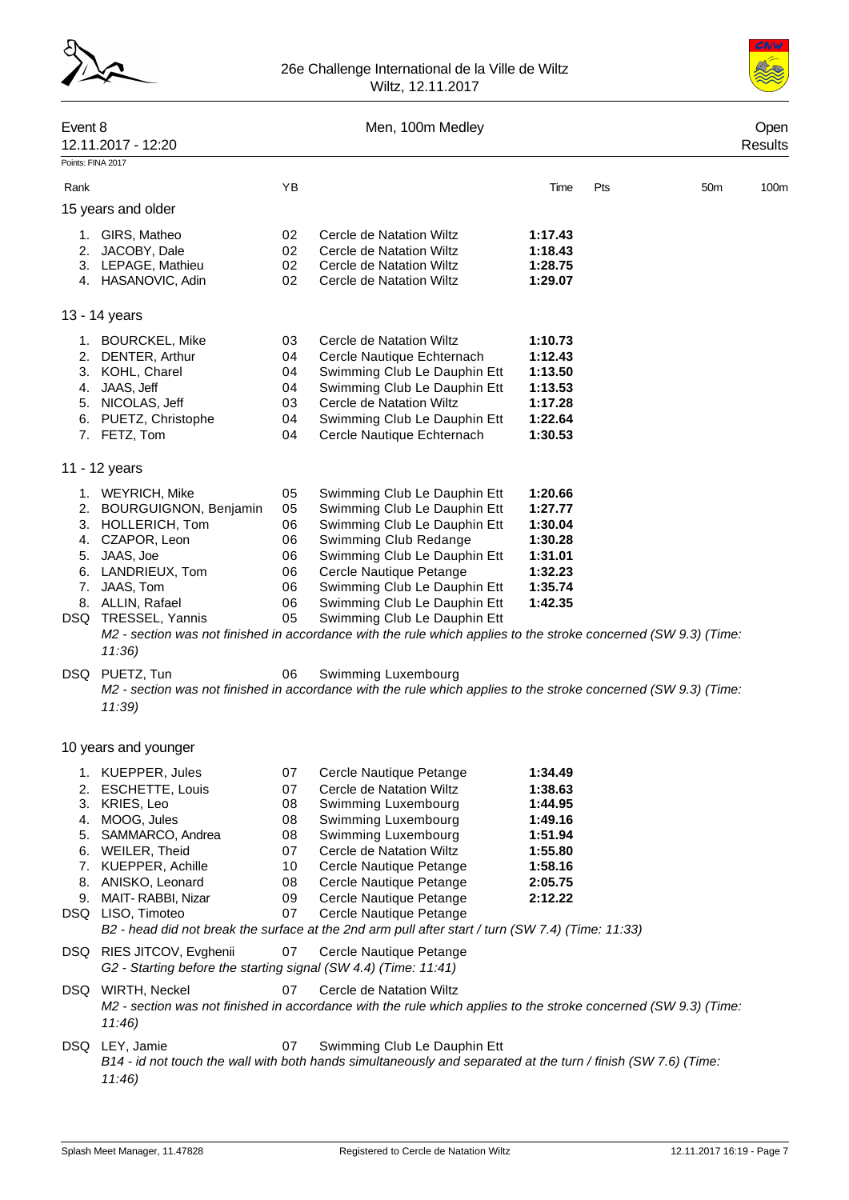Event 8 — Men, 100m Medley — Open

12.11.2017 - 12:20 — Results

Points: FINA 2017

| Rank | | YB | | Time | Pts | 50m | 100m |
|---|---|---|---|---|---|---|---|
| **15 years and older** | | | | | | | |
| 1. | GIRS, Matheo | 02 | Cercle de Natation Wiltz | **1:17.43** | | | |
| 2. | JACOBY, Dale | 02 | Cercle de Natation Wiltz | **1:18.43** | | | |
| 3. | LEPAGE, Mathieu | 02 | Cercle de Natation Wiltz | **1:28.75** | | | |
| 4. | HASANOVIC, Adin | 02 | Cercle de Natation Wiltz | **1:29.07** | | | |
| **13 - 14 years** | | | | | | | |
| 1. | BOURCKEL, Mike | 03 | Cercle de Natation Wiltz | **1:10.73** | | | |
| 2. | DENTER, Arthur | 04 | Cercle Nautique Echternach | **1:12.43** | | | |
| 3. | KOHL, Charel | 04 | Swimming Club Le Dauphin Ett | **1:13.50** | | | |
| 4. | JAAS, Jeff | 04 | Swimming Club Le Dauphin Ett | **1:13.53** | | | |
| 5. | NICOLAS, Jeff | 03 | Cercle de Natation Wiltz | **1:17.28** | | | |
| 6. | PUETZ, Christophe | 04 | Swimming Club Le Dauphin Ett | **1:22.64** | | | |
| 7. | FETZ, Tom | 04 | Cercle Nautique Echternach | **1:30.53** | | | |
| **11 - 12 years** | | | | | | | |
| 1. | WEYRICH, Mike | 05 | Swimming Club Le Dauphin Ett | **1:20.66** | | | |
| 2. | BOURGUIGNON, Benjamin | 05 | Swimming Club Le Dauphin Ett | **1:27.77** | | | |
| 3. | HOLLERICH, Tom | 06 | Swimming Club Le Dauphin Ett | **1:30.04** | | | |
| 4. | CZAPOR, Leon | 06 | Swimming Club Redange | **1:30.28** | | | |
| 5. | JAAS, Joe | 06 | Swimming Club Le Dauphin Ett | **1:31.01** | | | |
| 6. | LANDRIEUX, Tom | 06 | Cercle Nautique Petange | **1:32.23** | | | |
| 7. | JAAS, Tom | 06 | Swimming Club Le Dauphin Ett | **1:35.74** | | | |
| 8. | ALLIN, Rafael | 06 | Swimming Club Le Dauphin Ett | **1:42.35** | | | |
| DSQ | TRESSEL, Yannis | 05 | Swimming Club Le Dauphin Ett | | | | |
| | *M2 - section was not finished in accordance with the rule which applies to the stroke concerned (SW 9.3) (Time: 11:36)* | | | | | | |
| DSQ | PUETZ, Tun | 06 | Swimming Luxembourg | | | | |
| | *M2 - section was not finished in accordance with the rule which applies to the stroke concerned (SW 9.3) (Time: 11:39)* | | | | | | |
| **10 years and younger** | | | | | | | |
| 1. | KUEPPER, Jules | 07 | Cercle Nautique Petange | **1:34.49** | | | |
| 2. | ESCHETTE, Louis | 07 | Cercle de Natation Wiltz | **1:38.63** | | | |
| 3. | KRIES, Leo | 08 | Swimming Luxembourg | **1:44.95** | | | |
| 4. | MOOG, Jules | 08 | Swimming Luxembourg | **1:49.16** | | | |
| 5. | SAMMARCO, Andrea | 08 | Swimming Luxembourg | **1:51.94** | | | |
| 6. | WEILER, Theid | 07 | Cercle de Natation Wiltz | **1:55.80** | | | |
| 7. | KUEPPER, Achille | 10 | Cercle Nautique Petange | **1:58.16** | | | |
| 8. | ANISKO, Leonard | 08 | Cercle Nautique Petange | **2:05.75** | | | |
| 9. | MAIT- RABBI, Nizar | 09 | Cercle Nautique Petange | **2:12.22** | | | |
| DSQ | LISO, Timoteo | 07 | Cercle Nautique Petange | | | | |
| | *B2 - head did not break the surface at the 2nd arm pull after start / turn (SW 7.4) (Time: 11:33)* | | | | | | |
| DSQ | RIES JITCOV, Evghenii | 07 | Cercle Nautique Petange | | | | |
| | *G2 - Starting before the starting signal (SW 4.4) (Time: 11:41)* | | | | | | |
| DSQ | WIRTH, Neckel | 07 | Cercle de Natation Wiltz | | | | |
| | *M2 - section was not finished in accordance with the rule which applies to the stroke concerned (SW 9.3) (Time: 11:46)* | | | | | | |
| DSQ | LEY, Jamie | 07 | Swimming Club Le Dauphin Ett | | | | |
| | *B14 - id not touch the wall with both hands simultaneously and separated at the turn / finish (SW 7.6) (Time: 11:46)* | | | | | | |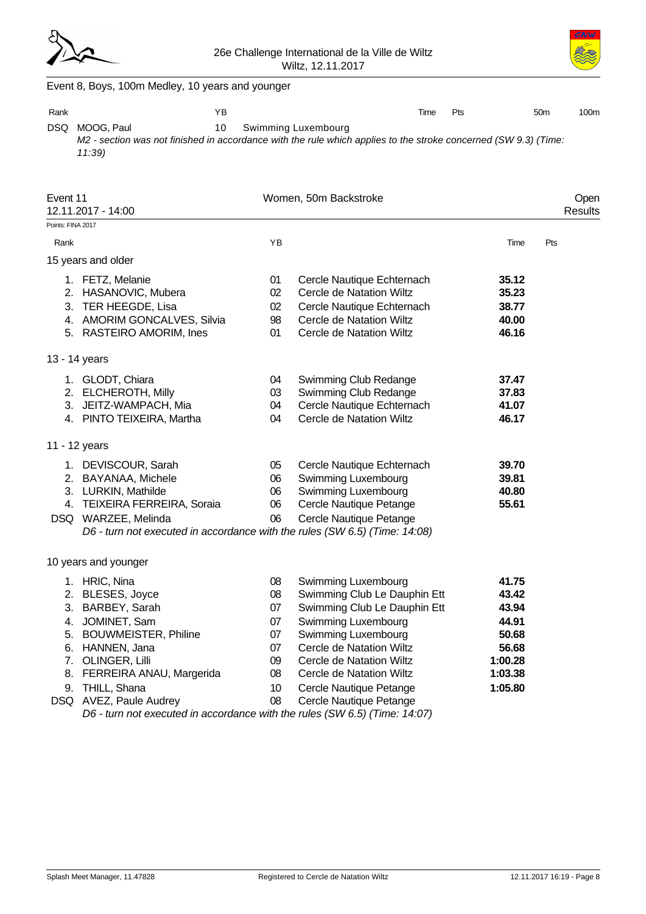Event 8, Boys, 100m Medley, 10 years and younger

| Rank | | YB | | Time | Pts | 50m | 100m |
|---|---|---|---|---|---|---|---|
| DSQ | MOOG, Paul | 10 | Swimming Luxembourg | | | | |

*M2 - section was not finished in accordance with the rule which applies to the stroke concerned (SW 9.3) (Time: 11:39)*

## Event 11 — Women, 50m Backstroke — Open

12.11.2017 - 14:00 — Results

Points: FINA 2017

| Rank | | YB | | Time | Pts |
|---|---|---|---|---|---|
| **15 years and older** | | | | | |
| 1. | FETZ, Melanie | 01 | Cercle Nautique Echternach | **35.12** | |
| 2. | HASANOVIC, Mubera | 02 | Cercle de Natation Wiltz | **35.23** | |
| 3. | TER HEEGDE, Lisa | 02 | Cercle Nautique Echternach | **38.77** | |
| 4. | AMORIM GONCALVES, Silvia | 98 | Cercle de Natation Wiltz | **40.00** | |
| 5. | RASTEIRO AMORIM, Ines | 01 | Cercle de Natation Wiltz | **46.16** | |
| **13 - 14 years** | | | | | |
| 1. | GLODT, Chiara | 04 | Swimming Club Redange | **37.47** | |
| 2. | ELCHEROTH, Milly | 03 | Swimming Club Redange | **37.83** | |
| 3. | JEITZ-WAMPACH, Mia | 04 | Cercle Nautique Echternach | **41.07** | |
| 4. | PINTO TEIXEIRA, Martha | 04 | Cercle de Natation Wiltz | **46.17** | |
| **11 - 12 years** | | | | | |
| 1. | DEVISCOUR, Sarah | 05 | Cercle Nautique Echternach | **39.70** | |
| 2. | BAYANAA, Michele | 06 | Swimming Luxembourg | **39.81** | |
| 3. | LURKIN, Mathilde | 06 | Swimming Luxembourg | **40.80** | |
| 4. | TEIXEIRA FERREIRA, Soraia | 06 | Cercle Nautique Petange | **55.61** | |
| DSQ | WARZEE, Melinda | 06 | Cercle Nautique Petange | | |
| | *D6 - turn not executed in accordance with the rules (SW 6.5) (Time: 14:08)* | | | | |
| **10 years and younger** | | | | | |
| 1. | HRIC, Nina | 08 | Swimming Luxembourg | **41.75** | |
| 2. | BLESES, Joyce | 08 | Swimming Club Le Dauphin Ett | **43.42** | |
| 3. | BARBEY, Sarah | 07 | Swimming Club Le Dauphin Ett | **43.94** | |
| 4. | JOMINET, Sam | 07 | Swimming Luxembourg | **44.91** | |
| 5. | BOUWMEISTER, Philine | 07 | Swimming Luxembourg | **50.68** | |
| 6. | HANNEN, Jana | 07 | Cercle de Natation Wiltz | **56.68** | |
| 7. | OLINGER, Lilli | 09 | Cercle de Natation Wiltz | **1:00.28** | |
| 8. | FERREIRA ANAU, Margerida | 08 | Cercle de Natation Wiltz | **1:03.38** | |
| 9. | THILL, Shana | 10 | Cercle Nautique Petange | **1:05.80** | |
| DSQ | AVEZ, Paule Audrey | 08 | Cercle Nautique Petange | | |
| | *D6 - turn not executed in accordance with the rules (SW 6.5) (Time: 14:07)* | | | | |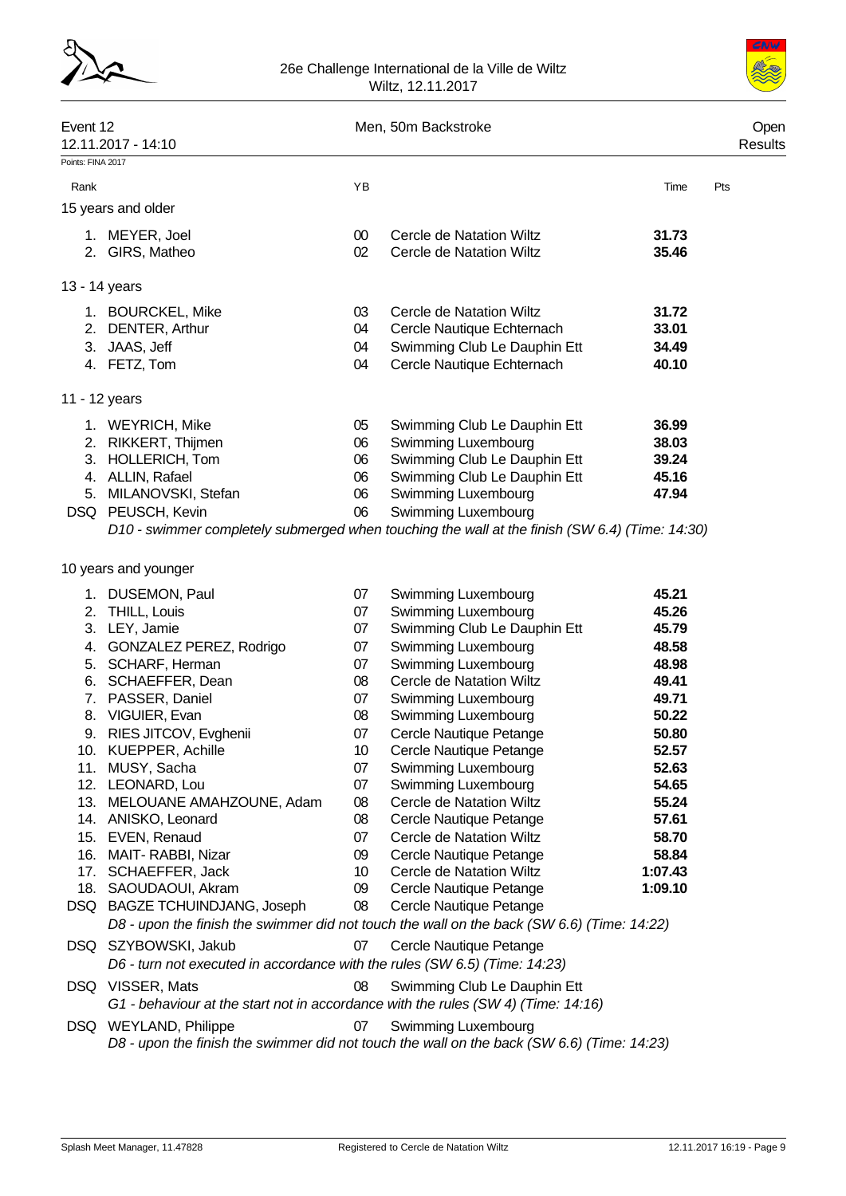26e Challenge International de la Ville de Wiltz
Wiltz, 12.11.2017

## Event 12 — Men, 50m Backstroke — Open Results

12.11.2017 - 14:10

Points: FINA 2017

### 15 years and older

| Rank | Name | YB | Club | Time | Pts |
|---|---|---|---|---|---|
| 1. | MEYER, Joel | 00 | Cercle de Natation Wiltz | **31.73** | |
| 2. | GIRS, Matheo | 02 | Cercle de Natation Wiltz | **35.46** | |

### 13 - 14 years

| Rank | Name | YB | Club | Time | Pts |
|---|---|---|---|---|---|
| 1. | BOURCKEL, Mike | 03 | Cercle de Natation Wiltz | **31.72** | |
| 2. | DENTER, Arthur | 04 | Cercle Nautique Echternach | **33.01** | |
| 3. | JAAS, Jeff | 04 | Swimming Club Le Dauphin Ett | **34.49** | |
| 4. | FETZ, Tom | 04 | Cercle Nautique Echternach | **40.10** | |

### 11 - 12 years

| Rank | Name | YB | Club | Time | Pts |
|---|---|---|---|---|---|
| 1. | WEYRICH, Mike | 05 | Swimming Club Le Dauphin Ett | **36.99** | |
| 2. | RIKKERT, Thijmen | 06 | Swimming Luxembourg | **38.03** | |
| 3. | HOLLERICH, Tom | 06 | Swimming Club Le Dauphin Ett | **39.24** | |
| 4. | ALLIN, Rafael | 06 | Swimming Club Le Dauphin Ett | **45.16** | |
| 5. | MILANOVSKI, Stefan | 06 | Swimming Luxembourg | **47.94** | |
| DSQ | PEUSCH, Kevin | 06 | Swimming Luxembourg | | |

*D10 - swimmer completely submerged when touching the wall at the finish (SW 6.4) (Time: 14:30)*

### 10 years and younger

| Rank | Name | YB | Club | Time | Pts |
|---|---|---|---|---|---|
| 1. | DUSEMON, Paul | 07 | Swimming Luxembourg | **45.21** | |
| 2. | THILL, Louis | 07 | Swimming Luxembourg | **45.26** | |
| 3. | LEY, Jamie | 07 | Swimming Club Le Dauphin Ett | **45.79** | |
| 4. | GONZALEZ PEREZ, Rodrigo | 07 | Swimming Luxembourg | **48.58** | |
| 5. | SCHARF, Herman | 07 | Swimming Luxembourg | **48.98** | |
| 6. | SCHAEFFER, Dean | 08 | Cercle de Natation Wiltz | **49.41** | |
| 7. | PASSER, Daniel | 07 | Swimming Luxembourg | **49.71** | |
| 8. | VIGUIER, Evan | 08 | Swimming Luxembourg | **50.22** | |
| 9. | RIES JITCOV, Evghenii | 07 | Cercle Nautique Petange | **50.80** | |
| 10. | KUEPPER, Achille | 10 | Cercle Nautique Petange | **52.57** | |
| 11. | MUSY, Sacha | 07 | Swimming Luxembourg | **52.63** | |
| 12. | LEONARD, Lou | 07 | Swimming Luxembourg | **54.65** | |
| 13. | MELOUANE AMAHZOUNE, Adam | 08 | Cercle de Natation Wiltz | **55.24** | |
| 14. | ANISKO, Leonard | 08 | Cercle Nautique Petange | **57.61** | |
| 15. | EVEN, Renaud | 07 | Cercle de Natation Wiltz | **58.70** | |
| 16. | MAIT- RABBI, Nizar | 09 | Cercle Nautique Petange | **58.84** | |
| 17. | SCHAEFFER, Jack | 10 | Cercle de Natation Wiltz | **1:07.43** | |
| 18. | SAOUDAOUI, Akram | 09 | Cercle Nautique Petange | **1:09.10** | |
| DSQ | BAGZE TCHUINDJANG, Joseph | 08 | Cercle Nautique Petange | | |
| DSQ | SZYBOWSKI, Jakub | 07 | Cercle Nautique Petange | | |
| DSQ | VISSER, Mats | 08 | Swimming Club Le Dauphin Ett | | |
| DSQ | WEYLAND, Philippe | 07 | Swimming Luxembourg | | |

BAGZE TCHUINDJANG, Joseph: *D8 - upon the finish the swimmer did not touch the wall on the back (SW 6.6) (Time: 14:22)*

SZYBOWSKI, Jakub: *D6 - turn not executed in accordance with the rules (SW 6.5) (Time: 14:23)*

VISSER, Mats: *G1 - behaviour at the start not in accordance with the rules (SW 4) (Time: 14:16)*

WEYLAND, Philippe: *D8 - upon the finish the swimmer did not touch the wall on the back (SW 6.6) (Time: 14:23)*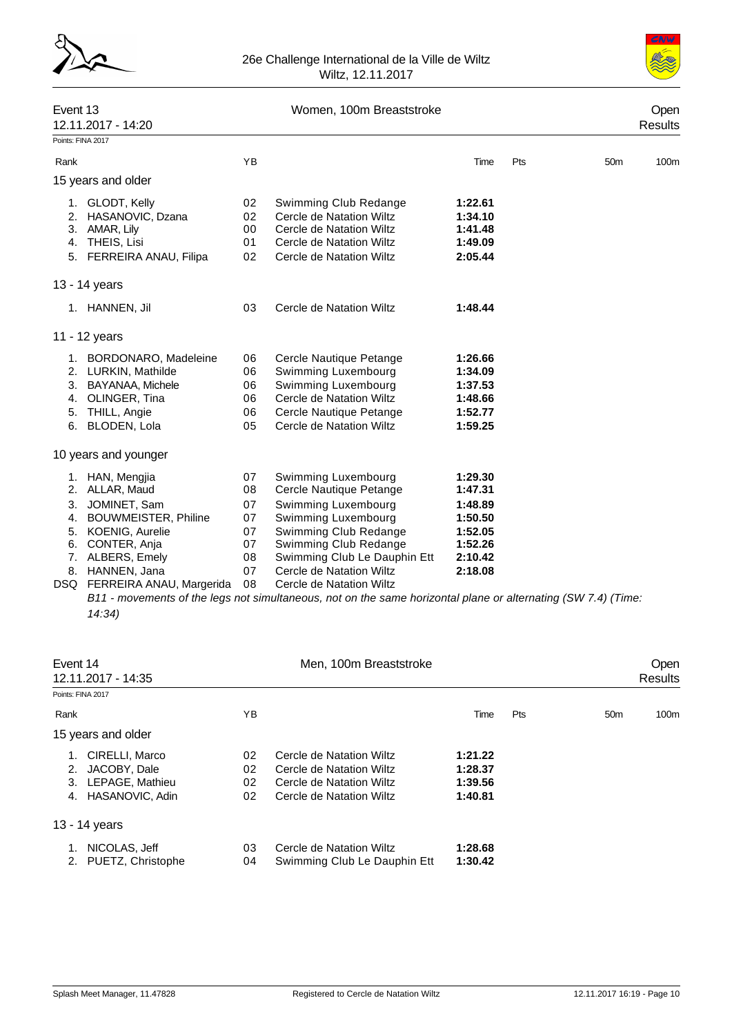# 26e Challenge International de la Ville de Wiltz
Wiltz, 12.11.2017

## Event 13 — Women, 100m Breaststroke — Open

12.11.2017 - 14:20 — Results

Points: FINA 2017

### 15 years and older

| Rank | Name | YB | Club | Time | Pts | 50m | 100m |
|---|---|---|---|---|---|---|---|
| 1. | GLODT, Kelly | 02 | Swimming Club Redange | **1:22.61** | | | |
| 2. | HASANOVIC, Dzana | 02 | Cercle de Natation Wiltz | **1:34.10** | | | |
| 3. | AMAR, Lily | 00 | Cercle de Natation Wiltz | **1:41.48** | | | |
| 4. | THEIS, Lisi | 01 | Cercle de Natation Wiltz | **1:49.09** | | | |
| 5. | FERREIRA ANAU, Filipa | 02 | Cercle de Natation Wiltz | **2:05.44** | | | |

### 13 - 14 years

| Rank | Name | YB | Club | Time | Pts | 50m | 100m |
|---|---|---|---|---|---|---|---|
| 1. | HANNEN, Jil | 03 | Cercle de Natation Wiltz | **1:48.44** | | | |

### 11 - 12 years

| Rank | Name | YB | Club | Time | Pts | 50m | 100m |
|---|---|---|---|---|---|---|---|
| 1. | BORDONARO, Madeleine | 06 | Cercle Nautique Petange | **1:26.66** | | | |
| 2. | LURKIN, Mathilde | 06 | Swimming Luxembourg | **1:34.09** | | | |
| 3. | BAYANAA, Michele | 06 | Swimming Luxembourg | **1:37.53** | | | |
| 4. | OLINGER, Tina | 06 | Cercle de Natation Wiltz | **1:48.66** | | | |
| 5. | THILL, Angie | 06 | Cercle Nautique Petange | **1:52.77** | | | |
| 6. | BLODEN, Lola | 05 | Cercle de Natation Wiltz | **1:59.25** | | | |

### 10 years and younger

| Rank | Name | YB | Club | Time | Pts | 50m | 100m |
|---|---|---|---|---|---|---|---|
| 1. | HAN, Mengjia | 07 | Swimming Luxembourg | **1:29.30** | | | |
| 2. | ALLAR, Maud | 08 | Cercle Nautique Petange | **1:47.31** | | | |
| 3. | JOMINET, Sam | 07 | Swimming Luxembourg | **1:48.89** | | | |
| 4. | BOUWMEISTER, Philine | 07 | Swimming Luxembourg | **1:50.50** | | | |
| 5. | KOENIG, Aurelie | 07 | Swimming Club Redange | **1:52.05** | | | |
| 6. | CONTER, Anja | 07 | Swimming Club Redange | **1:52.26** | | | |
| 7. | ALBERS, Emely | 08 | Swimming Club Le Dauphin Ett | **2:10.42** | | | |
| 8. | HANNEN, Jana | 07 | Cercle de Natation Wiltz | **2:18.08** | | | |
| DSQ | FERREIRA ANAU, Margerida | 08 | Cercle de Natation Wiltz | | | | |

*B11 - movements of the legs not simultaneous, not on the same horizontal plane or alternating (SW 7.4) (Time: 14:34)*

## Event 14 — Men, 100m Breaststroke — Open

12.11.2017 - 14:35 — Results

Points: FINA 2017

### 15 years and older

| Rank | Name | YB | Club | Time | Pts | 50m | 100m |
|---|---|---|---|---|---|---|---|
| 1. | CIRELLI, Marco | 02 | Cercle de Natation Wiltz | **1:21.22** | | | |
| 2. | JACOBY, Dale | 02 | Cercle de Natation Wiltz | **1:28.37** | | | |
| 3. | LEPAGE, Mathieu | 02 | Cercle de Natation Wiltz | **1:39.56** | | | |
| 4. | HASANOVIC, Adin | 02 | Cercle de Natation Wiltz | **1:40.81** | | | |

### 13 - 14 years

| Rank | Name | YB | Club | Time | Pts | 50m | 100m |
|---|---|---|---|---|---|---|---|
| 1. | NICOLAS, Jeff | 03 | Cercle de Natation Wiltz | **1:28.68** | | | |
| 2. | PUETZ, Christophe | 04 | Swimming Club Le Dauphin Ett | **1:30.42** | | | |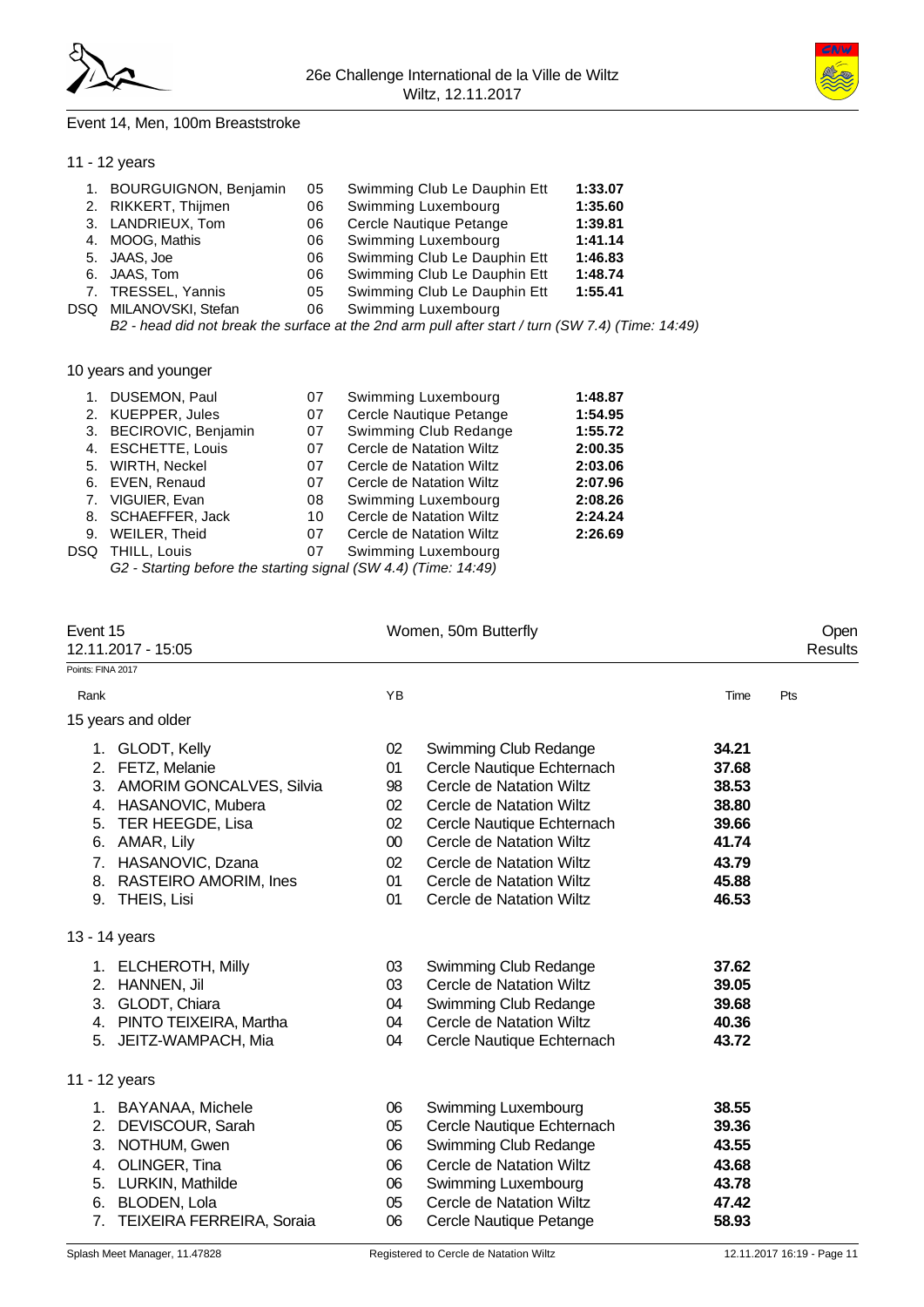Event 14, Men, 100m Breaststroke

11 - 12 years

| Rank | Name | YB | Club | Time |
|---|---|---|---|---|
| 1. | BOURGUIGNON, Benjamin | 05 | Swimming Club Le Dauphin Ett | **1:33.07** |
| 2. | RIKKERT, Thijmen | 06 | Swimming Luxembourg | **1:35.60** |
| 3. | LANDRIEUX, Tom | 06 | Cercle Nautique Petange | **1:39.81** |
| 4. | MOOG, Mathis | 06 | Swimming Luxembourg | **1:41.14** |
| 5. | JAAS, Joe | 06 | Swimming Club Le Dauphin Ett | **1:46.83** |
| 6. | JAAS, Tom | 06 | Swimming Club Le Dauphin Ett | **1:48.74** |
| 7. | TRESSEL, Yannis | 05 | Swimming Club Le Dauphin Ett | **1:55.41** |
| DSQ | MILANOVSKI, Stefan | 06 | Swimming Luxembourg | |

*B2 - head did not break the surface at the 2nd arm pull after start / turn (SW 7.4) (Time: 14:49)*

10 years and younger

| Rank | Name | YB | Club | Time |
|---|---|---|---|---|
| 1. | DUSEMON, Paul | 07 | Swimming Luxembourg | **1:48.87** |
| 2. | KUEPPER, Jules | 07 | Cercle Nautique Petange | **1:54.95** |
| 3. | BECIROVIC, Benjamin | 07 | Swimming Club Redange | **1:55.72** |
| 4. | ESCHETTE, Louis | 07 | Cercle de Natation Wiltz | **2:00.35** |
| 5. | WIRTH, Neckel | 07 | Cercle de Natation Wiltz | **2:03.06** |
| 6. | EVEN, Renaud | 07 | Cercle de Natation Wiltz | **2:07.96** |
| 7. | VIGUIER, Evan | 08 | Swimming Luxembourg | **2:08.26** |
| 8. | SCHAEFFER, Jack | 10 | Cercle de Natation Wiltz | **2:24.24** |
| 9. | WEILER, Theid | 07 | Cercle de Natation Wiltz | **2:26.69** |
| DSQ | THILL, Louis | 07 | Swimming Luxembourg | |

*G2 - Starting before the starting signal (SW 4.4) (Time: 14:49)*

## Event 15 — Women, 50m Butterfly — Open

12.11.2017 - 15:05 — Results

Points: FINA 2017

15 years and older

| Rank | Name | YB | Club | Time | Pts |
|---|---|---|---|---|---|
| 1. | GLODT, Kelly | 02 | Swimming Club Redange | **34.21** | |
| 2. | FETZ, Melanie | 01 | Cercle Nautique Echternach | **37.68** | |
| 3. | AMORIM GONCALVES, Silvia | 98 | Cercle de Natation Wiltz | **38.53** | |
| 4. | HASANOVIC, Mubera | 02 | Cercle de Natation Wiltz | **38.80** | |
| 5. | TER HEEGDE, Lisa | 02 | Cercle Nautique Echternach | **39.66** | |
| 6. | AMAR, Lily | 00 | Cercle de Natation Wiltz | **41.74** | |
| 7. | HASANOVIC, Dzana | 02 | Cercle de Natation Wiltz | **43.79** | |
| 8. | RASTEIRO AMORIM, Ines | 01 | Cercle de Natation Wiltz | **45.88** | |
| 9. | THEIS, Lisi | 01 | Cercle de Natation Wiltz | **46.53** | |

13 - 14 years

| Rank | Name | YB | Club | Time | Pts |
|---|---|---|---|---|---|
| 1. | ELCHEROTH, Milly | 03 | Swimming Club Redange | **37.62** | |
| 2. | HANNEN, Jil | 03 | Cercle de Natation Wiltz | **39.05** | |
| 3. | GLODT, Chiara | 04 | Swimming Club Redange | **39.68** | |
| 4. | PINTO TEIXEIRA, Martha | 04 | Cercle de Natation Wiltz | **40.36** | |
| 5. | JEITZ-WAMPACH, Mia | 04 | Cercle Nautique Echternach | **43.72** | |

11 - 12 years

| Rank | Name | YB | Club | Time | Pts |
|---|---|---|---|---|---|
| 1. | BAYANAA, Michele | 06 | Swimming Luxembourg | **38.55** | |
| 2. | DEVISCOUR, Sarah | 05 | Cercle Nautique Echternach | **39.36** | |
| 3. | NOTHUM, Gwen | 06 | Swimming Club Redange | **43.55** | |
| 4. | OLINGER, Tina | 06 | Cercle de Natation Wiltz | **43.68** | |
| 5. | LURKIN, Mathilde | 06 | Swimming Luxembourg | **43.78** | |
| 6. | BLODEN, Lola | 05 | Cercle de Natation Wiltz | **47.42** | |
| 7. | TEIXEIRA FERREIRA, Soraia | 06 | Cercle Nautique Petange | **58.93** | |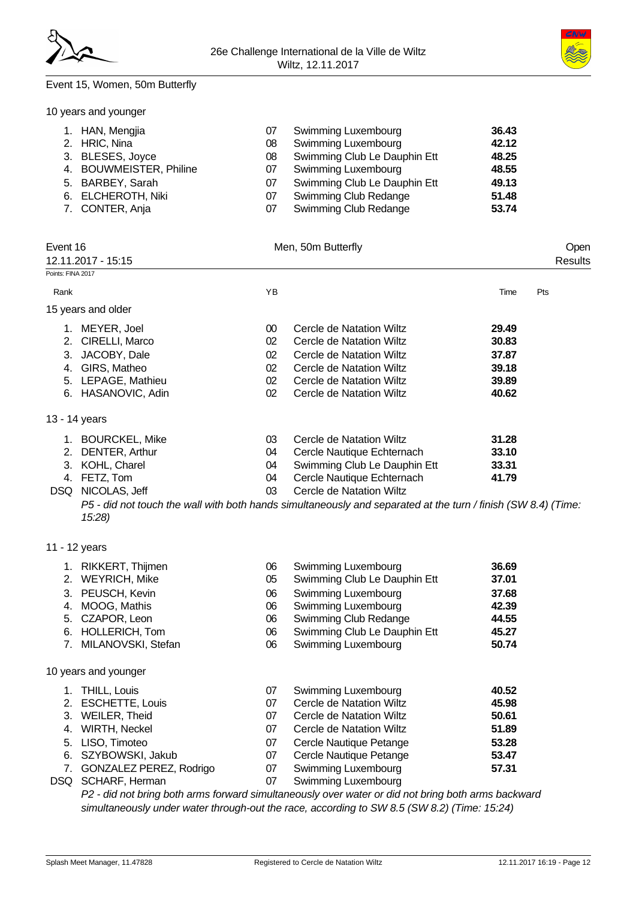Event 15, Women, 50m Butterfly

10 years and younger

| Rank | Name | YB | Club | Time |
|---|---|---|---|---|
| 1. | HAN, Mengjia | 07 | Swimming Luxembourg | **36.43** |
| 2. | HRIC, Nina | 08 | Swimming Luxembourg | **42.12** |
| 3. | BLESES, Joyce | 08 | Swimming Club Le Dauphin Ett | **48.25** |
| 4. | BOUWMEISTER, Philine | 07 | Swimming Luxembourg | **48.55** |
| 5. | BARBEY, Sarah | 07 | Swimming Club Le Dauphin Ett | **49.13** |
| 6. | ELCHEROTH, Niki | 07 | Swimming Club Redange | **51.48** |
| 7. | CONTER, Anja | 07 | Swimming Club Redange | **53.74** |

## Event 16 — Men, 50m Butterfly — Open

12.11.2017 - 15:15 — Results

Points: FINA 2017

### 15 years and older

| Rank | Name | YB | Club | Time | Pts |
|---|---|---|---|---|---|
| 1. | MEYER, Joel | 00 | Cercle de Natation Wiltz | **29.49** | |
| 2. | CIRELLI, Marco | 02 | Cercle de Natation Wiltz | **30.83** | |
| 3. | JACOBY, Dale | 02 | Cercle de Natation Wiltz | **37.87** | |
| 4. | GIRS, Matheo | 02 | Cercle de Natation Wiltz | **39.18** | |
| 5. | LEPAGE, Mathieu | 02 | Cercle de Natation Wiltz | **39.89** | |
| 6. | HASANOVIC, Adin | 02 | Cercle de Natation Wiltz | **40.62** | |

### 13 - 14 years

| Rank | Name | YB | Club | Time | Pts |
|---|---|---|---|---|---|
| 1. | BOURCKEL, Mike | 03 | Cercle de Natation Wiltz | **31.28** | |
| 2. | DENTER, Arthur | 04 | Cercle Nautique Echternach | **33.10** | |
| 3. | KOHL, Charel | 04 | Swimming Club Le Dauphin Ett | **33.31** | |
| 4. | FETZ, Tom | 04 | Cercle Nautique Echternach | **41.79** | |
| DSQ | NICOLAS, Jeff | 03 | Cercle de Natation Wiltz | | |

*P5 - did not touch the wall with both hands simultaneously and separated at the turn / finish (SW 8.4) (Time: 15:28)*

### 11 - 12 years

| Rank | Name | YB | Club | Time | Pts |
|---|---|---|---|---|---|
| 1. | RIKKERT, Thijmen | 06 | Swimming Luxembourg | **36.69** | |
| 2. | WEYRICH, Mike | 05 | Swimming Club Le Dauphin Ett | **37.01** | |
| 3. | PEUSCH, Kevin | 06 | Swimming Luxembourg | **37.68** | |
| 4. | MOOG, Mathis | 06 | Swimming Luxembourg | **42.39** | |
| 5. | CZAPOR, Leon | 06 | Swimming Club Redange | **44.55** | |
| 6. | HOLLERICH, Tom | 06 | Swimming Club Le Dauphin Ett | **45.27** | |
| 7. | MILANOVSKI, Stefan | 06 | Swimming Luxembourg | **50.74** | |

### 10 years and younger

| Rank | Name | YB | Club | Time | Pts |
|---|---|---|---|---|---|
| 1. | THILL, Louis | 07 | Swimming Luxembourg | **40.52** | |
| 2. | ESCHETTE, Louis | 07 | Cercle de Natation Wiltz | **45.98** | |
| 3. | WEILER, Theid | 07 | Cercle de Natation Wiltz | **50.61** | |
| 4. | WIRTH, Neckel | 07 | Cercle de Natation Wiltz | **51.89** | |
| 5. | LISO, Timoteo | 07 | Cercle Nautique Petange | **53.28** | |
| 6. | SZYBOWSKI, Jakub | 07 | Cercle Nautique Petange | **53.47** | |
| 7. | GONZALEZ PEREZ, Rodrigo | 07 | Swimming Luxembourg | **57.31** | |
| DSQ | SCHARF, Herman | 07 | Swimming Luxembourg | | |

*P2 - did not bring both arms forward simultaneously over water or did not bring both arms backward simultaneously under water through-out the race, according to SW 8.5 (SW 8.2) (Time: 15:24)*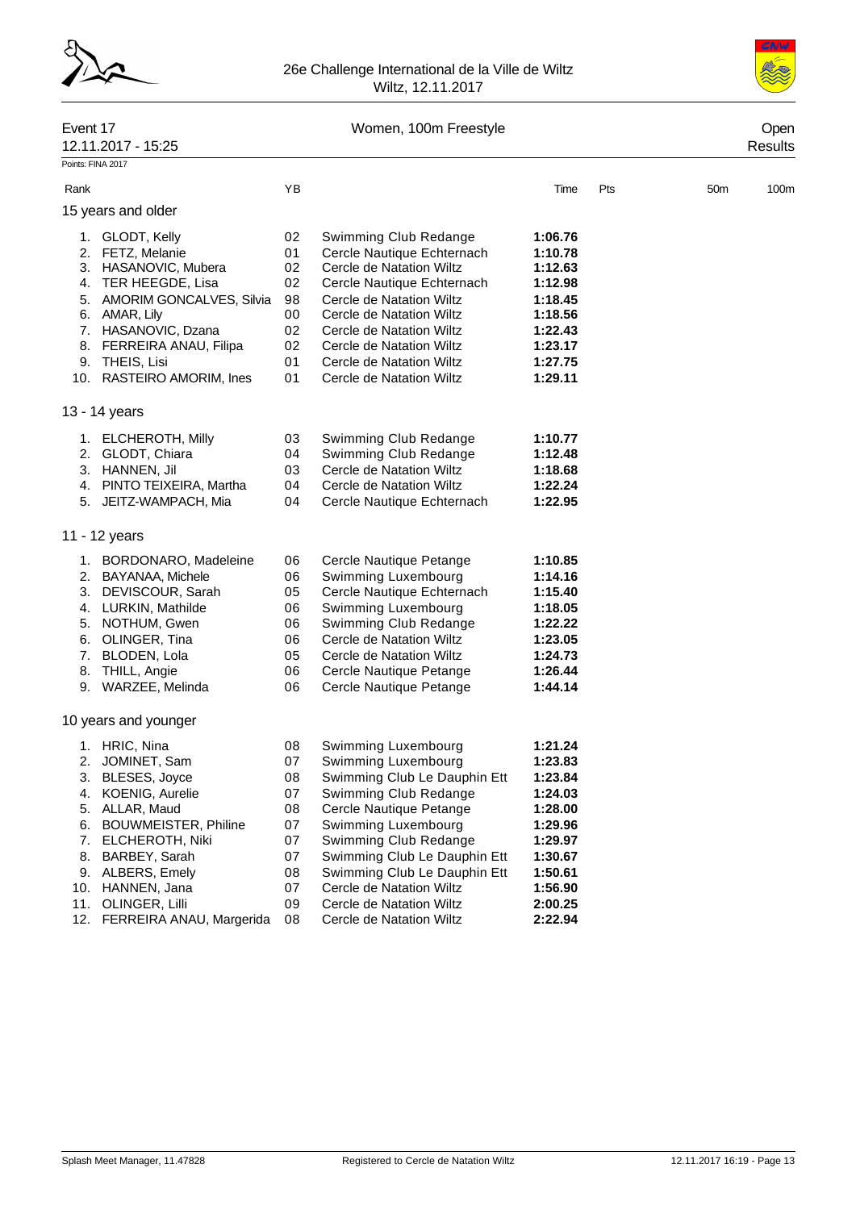26e Challenge International de la Ville de Wiltz
Wiltz, 12.11.2017

## Event 17 — Women, 100m Freestyle — Open

12.11.2017 - 15:25 — Results

Points: FINA 2017

### 15 years and older

| Rank | Name | YB | Club | Time | Pts | 50m | 100m |
|---|---|---|---|---|---|---|---|
| 1. | GLODT, Kelly | 02 | Swimming Club Redange | **1:06.76** | | | |
| 2. | FETZ, Melanie | 01 | Cercle Nautique Echternach | **1:10.78** | | | |
| 3. | HASANOVIC, Mubera | 02 | Cercle de Natation Wiltz | **1:12.63** | | | |
| 4. | TER HEEGDE, Lisa | 02 | Cercle Nautique Echternach | **1:12.98** | | | |
| 5. | AMORIM GONCALVES, Silvia | 98 | Cercle de Natation Wiltz | **1:18.45** | | | |
| 6. | AMAR, Lily | 00 | Cercle de Natation Wiltz | **1:18.56** | | | |
| 7. | HASANOVIC, Dzana | 02 | Cercle de Natation Wiltz | **1:22.43** | | | |
| 8. | FERREIRA ANAU, Filipa | 02 | Cercle de Natation Wiltz | **1:23.17** | | | |
| 9. | THEIS, Lisi | 01 | Cercle de Natation Wiltz | **1:27.75** | | | |
| 10. | RASTEIRO AMORIM, Ines | 01 | Cercle de Natation Wiltz | **1:29.11** | | | |

### 13 - 14 years

| Rank | Name | YB | Club | Time | Pts | 50m | 100m |
|---|---|---|---|---|---|---|---|
| 1. | ELCHEROTH, Milly | 03 | Swimming Club Redange | **1:10.77** | | | |
| 2. | GLODT, Chiara | 04 | Swimming Club Redange | **1:12.48** | | | |
| 3. | HANNEN, Jil | 03 | Cercle de Natation Wiltz | **1:18.68** | | | |
| 4. | PINTO TEIXEIRA, Martha | 04 | Cercle de Natation Wiltz | **1:22.24** | | | |
| 5. | JEITZ-WAMPACH, Mia | 04 | Cercle Nautique Echternach | **1:22.95** | | | |

### 11 - 12 years

| Rank | Name | YB | Club | Time | Pts | 50m | 100m |
|---|---|---|---|---|---|---|---|
| 1. | BORDONARO, Madeleine | 06 | Cercle Nautique Petange | **1:10.85** | | | |
| 2. | BAYANAA, Michele | 06 | Swimming Luxembourg | **1:14.16** | | | |
| 3. | DEVISCOUR, Sarah | 05 | Cercle Nautique Echternach | **1:15.40** | | | |
| 4. | LURKIN, Mathilde | 06 | Swimming Luxembourg | **1:18.05** | | | |
| 5. | NOTHUM, Gwen | 06 | Swimming Club Redange | **1:22.22** | | | |
| 6. | OLINGER, Tina | 06 | Cercle de Natation Wiltz | **1:23.05** | | | |
| 7. | BLODEN, Lola | 05 | Cercle de Natation Wiltz | **1:24.73** | | | |
| 8. | THILL, Angie | 06 | Cercle Nautique Petange | **1:26.44** | | | |
| 9. | WARZEE, Melinda | 06 | Cercle Nautique Petange | **1:44.14** | | | |

### 10 years and younger

| Rank | Name | YB | Club | Time | Pts | 50m | 100m |
|---|---|---|---|---|---|---|---|
| 1. | HRIC, Nina | 08 | Swimming Luxembourg | **1:21.24** | | | |
| 2. | JOMINET, Sam | 07 | Swimming Luxembourg | **1:23.83** | | | |
| 3. | BLESES, Joyce | 08 | Swimming Club Le Dauphin Ett | **1:23.84** | | | |
| 4. | KOENIG, Aurelie | 07 | Swimming Club Redange | **1:24.03** | | | |
| 5. | ALLAR, Maud | 08 | Cercle Nautique Petange | **1:28.00** | | | |
| 6. | BOUWMEISTER, Philine | 07 | Swimming Luxembourg | **1:29.96** | | | |
| 7. | ELCHEROTH, Niki | 07 | Swimming Club Redange | **1:29.97** | | | |
| 8. | BARBEY, Sarah | 07 | Swimming Club Le Dauphin Ett | **1:30.67** | | | |
| 9. | ALBERS, Emely | 08 | Swimming Club Le Dauphin Ett | **1:50.61** | | | |
| 10. | HANNEN, Jana | 07 | Cercle de Natation Wiltz | **1:56.90** | | | |
| 11. | OLINGER, Lilli | 09 | Cercle de Natation Wiltz | **2:00.25** | | | |
| 12. | FERREIRA ANAU, Margerida | 08 | Cercle de Natation Wiltz | **2:22.94** | | | |

Splash Meet Manager, 11.47828 — Registered to Cercle de Natation Wiltz — 12.11.2017 16:19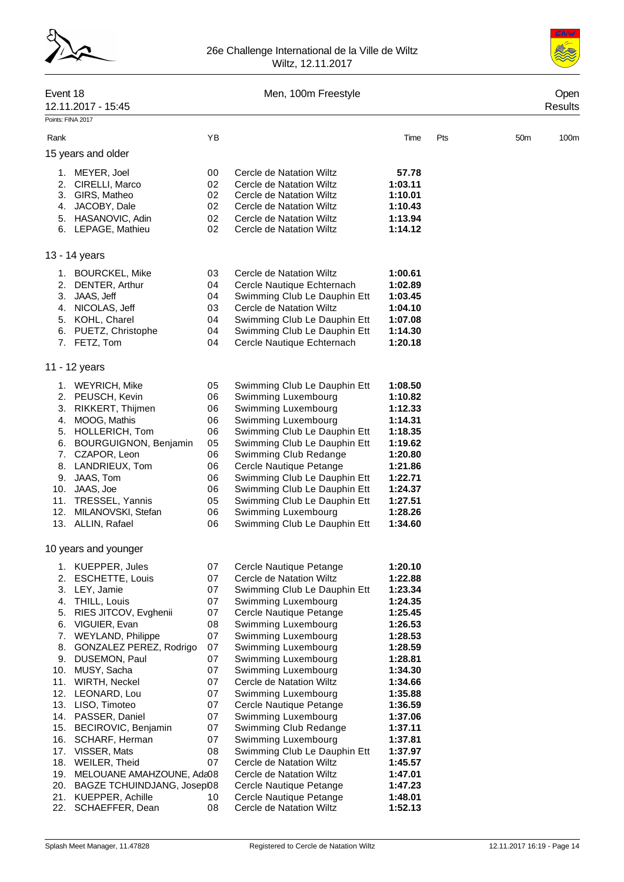26e Challenge International de la Ville de Wiltz
Wiltz, 12.11.2017

## Event 18 — Men, 100m Freestyle — Open

12.11.2017 - 15:45 — Results

Points: FINA 2017

### 15 years and older

| Rank | Name | YB | Club | Time | Pts | 50m | 100m |
|---|---|---|---|---|---|---|---|
| 1. | MEYER, Joel | 00 | Cercle de Natation Wiltz | **57.78** | | | |
| 2. | CIRELLI, Marco | 02 | Cercle de Natation Wiltz | **1:03.11** | | | |
| 3. | GIRS, Matheo | 02 | Cercle de Natation Wiltz | **1:10.01** | | | |
| 4. | JACOBY, Dale | 02 | Cercle de Natation Wiltz | **1:10.43** | | | |
| 5. | HASANOVIC, Adin | 02 | Cercle de Natation Wiltz | **1:13.94** | | | |
| 6. | LEPAGE, Mathieu | 02 | Cercle de Natation Wiltz | **1:14.12** | | | |

### 13 - 14 years

| Rank | Name | YB | Club | Time | Pts | 50m | 100m |
|---|---|---|---|---|---|---|---|
| 1. | BOURCKEL, Mike | 03 | Cercle de Natation Wiltz | **1:00.61** | | | |
| 2. | DENTER, Arthur | 04 | Cercle Nautique Echternach | **1:02.89** | | | |
| 3. | JAAS, Jeff | 04 | Swimming Club Le Dauphin Ett | **1:03.45** | | | |
| 4. | NICOLAS, Jeff | 03 | Cercle de Natation Wiltz | **1:04.10** | | | |
| 5. | KOHL, Charel | 04 | Swimming Club Le Dauphin Ett | **1:07.08** | | | |
| 6. | PUETZ, Christophe | 04 | Swimming Club Le Dauphin Ett | **1:14.30** | | | |
| 7. | FETZ, Tom | 04 | Cercle Nautique Echternach | **1:20.18** | | | |

### 11 - 12 years

| Rank | Name | YB | Club | Time | Pts | 50m | 100m |
|---|---|---|---|---|---|---|---|
| 1. | WEYRICH, Mike | 05 | Swimming Club Le Dauphin Ett | **1:08.50** | | | |
| 2. | PEUSCH, Kevin | 06 | Swimming Luxembourg | **1:10.82** | | | |
| 3. | RIKKERT, Thijmen | 06 | Swimming Luxembourg | **1:12.33** | | | |
| 4. | MOOG, Mathis | 06 | Swimming Luxembourg | **1:14.31** | | | |
| 5. | HOLLERICH, Tom | 06 | Swimming Club Le Dauphin Ett | **1:18.35** | | | |
| 6. | BOURGUIGNON, Benjamin | 05 | Swimming Club Le Dauphin Ett | **1:19.62** | | | |
| 7. | CZAPOR, Leon | 06 | Swimming Club Redange | **1:20.80** | | | |
| 8. | LANDRIEUX, Tom | 06 | Cercle Nautique Petange | **1:21.86** | | | |
| 9. | JAAS, Tom | 06 | Swimming Club Le Dauphin Ett | **1:22.71** | | | |
| 10. | JAAS, Joe | 06 | Swimming Club Le Dauphin Ett | **1:24.37** | | | |
| 11. | TRESSEL, Yannis | 05 | Swimming Club Le Dauphin Ett | **1:27.51** | | | |
| 12. | MILANOVSKI, Stefan | 06 | Swimming Luxembourg | **1:28.26** | | | |
| 13. | ALLIN, Rafael | 06 | Swimming Club Le Dauphin Ett | **1:34.60** | | | |

### 10 years and younger

| Rank | Name | YB | Club | Time | Pts | 50m | 100m |
|---|---|---|---|---|---|---|---|
| 1. | KUEPPER, Jules | 07 | Cercle Nautique Petange | **1:20.10** | | | |
| 2. | ESCHETTE, Louis | 07 | Cercle de Natation Wiltz | **1:22.88** | | | |
| 3. | LEY, Jamie | 07 | Swimming Club Le Dauphin Ett | **1:23.34** | | | |
| 4. | THILL, Louis | 07 | Swimming Luxembourg | **1:24.35** | | | |
| 5. | RIES JITCOV, Evghenii | 07 | Cercle Nautique Petange | **1:25.45** | | | |
| 6. | VIGUIER, Evan | 08 | Swimming Luxembourg | **1:26.53** | | | |
| 7. | WEYLAND, Philippe | 07 | Swimming Luxembourg | **1:28.53** | | | |
| 8. | GONZALEZ PEREZ, Rodrigo | 07 | Swimming Luxembourg | **1:28.59** | | | |
| 9. | DUSEMON, Paul | 07 | Swimming Luxembourg | **1:28.81** | | | |
| 10. | MUSY, Sacha | 07 | Swimming Luxembourg | **1:34.30** | | | |
| 11. | WIRTH, Neckel | 07 | Cercle de Natation Wiltz | **1:34.66** | | | |
| 12. | LEONARD, Lou | 07 | Swimming Luxembourg | **1:35.88** | | | |
| 13. | LISO, Timoteo | 07 | Cercle Nautique Petange | **1:36.59** | | | |
| 14. | PASSER, Daniel | 07 | Swimming Luxembourg | **1:37.06** | | | |
| 15. | BECIROVIC, Benjamin | 07 | Swimming Club Redange | **1:37.11** | | | |
| 16. | SCHARF, Herman | 07 | Swimming Luxembourg | **1:37.81** | | | |
| 17. | VISSER, Mats | 08 | Swimming Club Le Dauphin Ett | **1:37.97** | | | |
| 18. | WEILER, Theid | 07 | Cercle de Natation Wiltz | **1:45.57** | | | |
| 19. | MELOUANE AMAHZOUNE, Ada | 08 | Cercle de Natation Wiltz | **1:47.01** | | | |
| 20. | BAGZE TCHUINDJANG, Joseph | 08 | Cercle Nautique Petange | **1:47.23** | | | |
| 21. | KUEPPER, Achille | 10 | Cercle Nautique Petange | **1:48.01** | | | |
| 22. | SCHAEFFER, Dean | 08 | Cercle de Natation Wiltz | **1:52.13** | | | |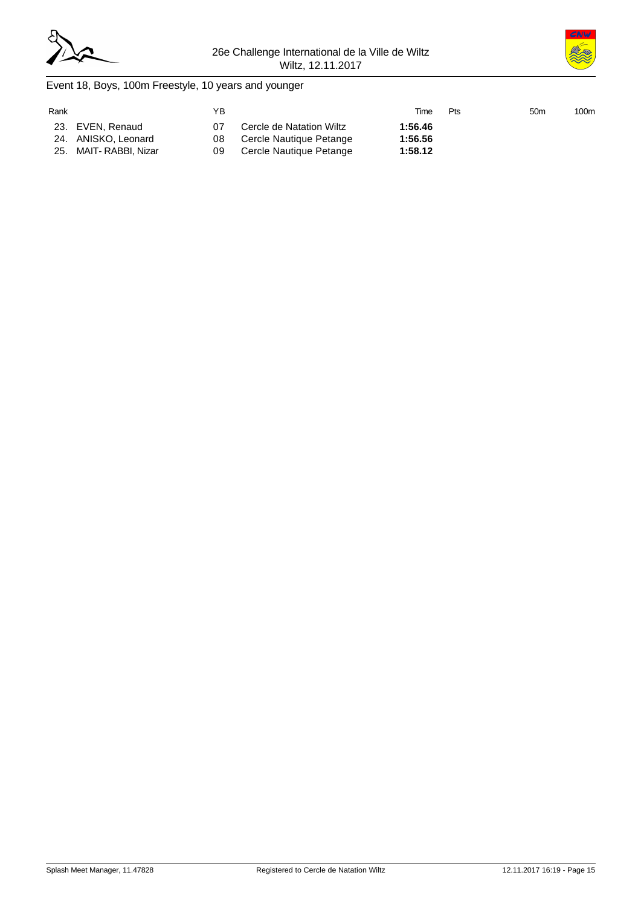Event 18, Boys, 100m Freestyle, 10 years and younger

| Rank | | YB | | Time | Pts | 50m | 100m |
|---|---|---|---|---|---|---|---|
| 23. | EVEN, Renaud | 07 | Cercle de Natation Wiltz | **1:56.46** | | | |
| 24. | ANISKO, Leonard | 08 | Cercle Nautique Petange | **1:56.56** | | | |
| 25. | MAIT- RABBI, Nizar | 09 | Cercle Nautique Petange | **1:58.12** | | | |